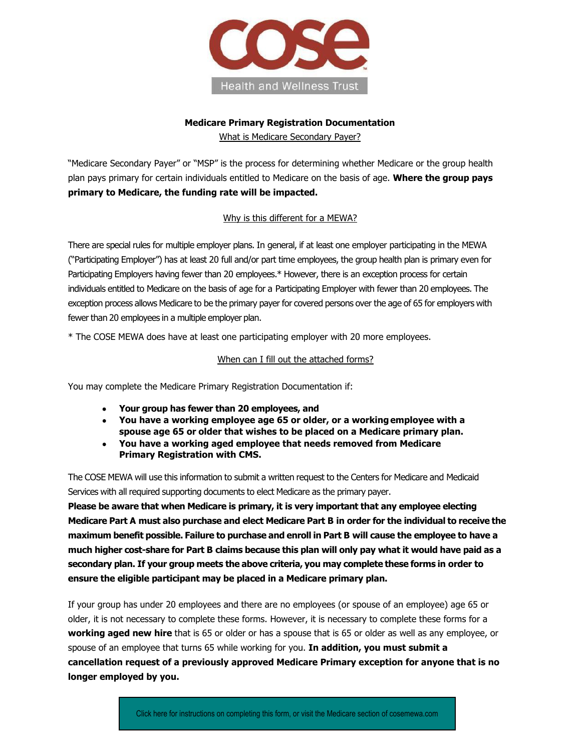# cose

Health and Wellness Trust

**Medicare Primary Registration Documentation**

What is Medicare Secondary Payer?

"Medicare Secondary Payer" or "MSP" is the process for determining whether Medicare or the group health plan pays primary for certain individuals entitled to Medicare on the basis of age. **Where the group pays primary to Medicare, the funding rate will be impacted.**

Why is this different for a MEWA?

There are special rules for multiple employer plans. In general, if at least one employer participating in the MEWA ("Participating Employer") has at least 20 full and/or part time employees, the group health plan is primary even for Participating Employers having fewer than 20 employees.* However, there is an exception process for certain individuals entitled to Medicare on the basis of age for a Participating Employer with fewer than 20 employees. The exception process allows Medicare to be the primary payer for covered persons over the age of 65 for employers with fewer than 20 employees in a multiple employer plan.

* The COSE MEWA does have at least one participating employer with 20 more employees.

When can I fill out the attached forms?

You may complete the Medicare Primary Registration Documentation if:

- **Your group has fewer than 20 employees, and**
- **You have a working employee age 65 or older, or a working employee with a spouse age 65 or older that wishes to be placed on a Medicare primary plan.**
- **You have a working aged employee that needs removed from Medicare Primary Registration with CMS.**

The COSE MEWA will use this information to submit a written request to the Centers for Medicare and Medicaid Services with all required supporting documents to elect Medicare as the primary payer.

**Please be aware that when Medicare is primary, it is very important that any employee electing Medicare Part A must also purchase and elect Medicare Part B in order for the individual to receive the maximum benefit possible. Failure to purchase and enroll in Part B will cause the employee to have a much higher cost-share for Part B claims because this plan will only pay what it would have paid as a secondary plan. If your group meets the above criteria, you may complete these forms in order to ensure the eligible participant may be placed in a Medicare primary plan.**

If your group has under 20 employees and there are no employees (or spouse of an employee) age 65 or older, it is not necessary to complete these forms. However, it is necessary to complete these forms for a **working aged new hire** that is 65 or older or has a spouse that is 65 or older as well as any employee, or spouse of an employee that turns 65 while working for you. **In addition, you must submit a cancellation request of a previously approved Medicare Primary exception for anyone that is no longer employed by you.**

Click here for instructions on completing this form, or visit the Medicare section of cosemewa.com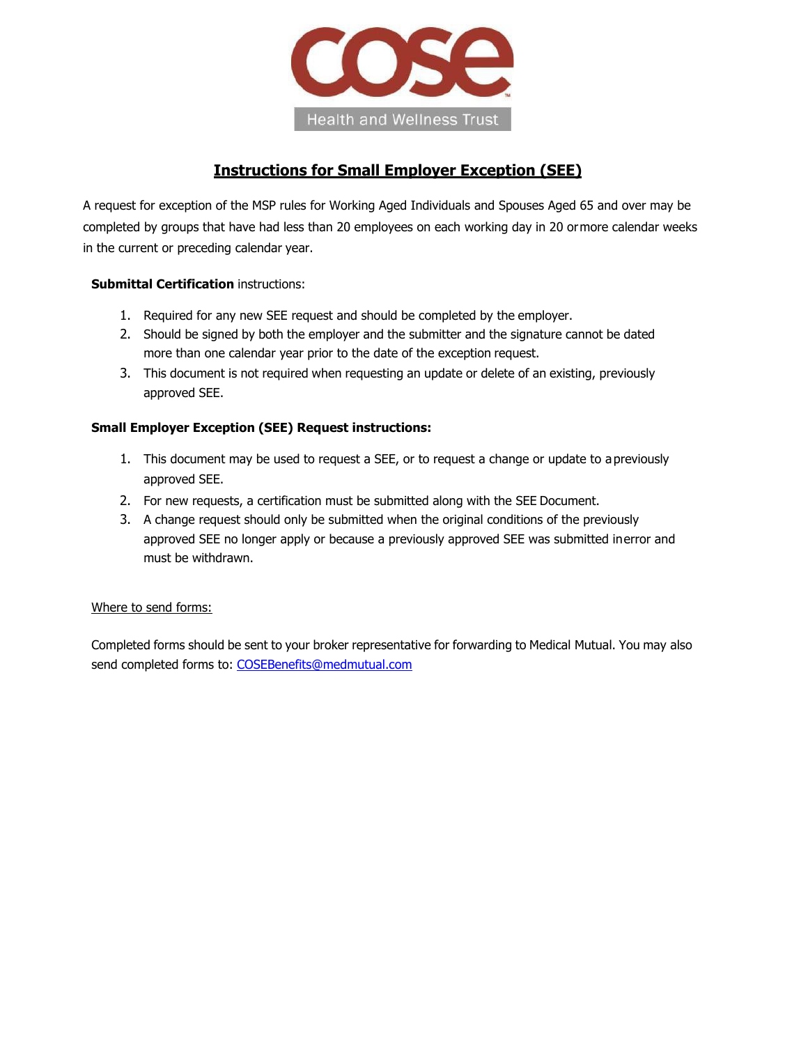cose

Health and Wellness Trust

# Instructions for Small Employer Exception (SEE)

A request for exception of the MSP rules for Working Aged Individuals and Spouses Aged 65 and over may be completed by groups that have had less than 20 employees on each working day in 20 or more calendar weeks in the current or preceding calendar year.

**Submittal Certification** instructions:

1. Required for any new SEE request and should be completed by the employer.
2. Should be signed by both the employer and the submitter and the signature cannot be dated more than one calendar year prior to the date of the exception request.
3. This document is not required when requesting an update or delete of an existing, previously approved SEE.

**Small Employer Exception (SEE) Request instructions:**

1. This document may be used to request a SEE, or to request a change or update to a previously approved SEE.
2. For new requests, a certification must be submitted along with the SEE Document.
3. A change request should only be submitted when the original conditions of the previously approved SEE no longer apply or because a previously approved SEE was submitted in error and must be withdrawn.

Where to send forms:

Completed forms should be sent to your broker representative for forwarding to Medical Mutual. You may also send completed forms to: COSEBenefits@medmutual.com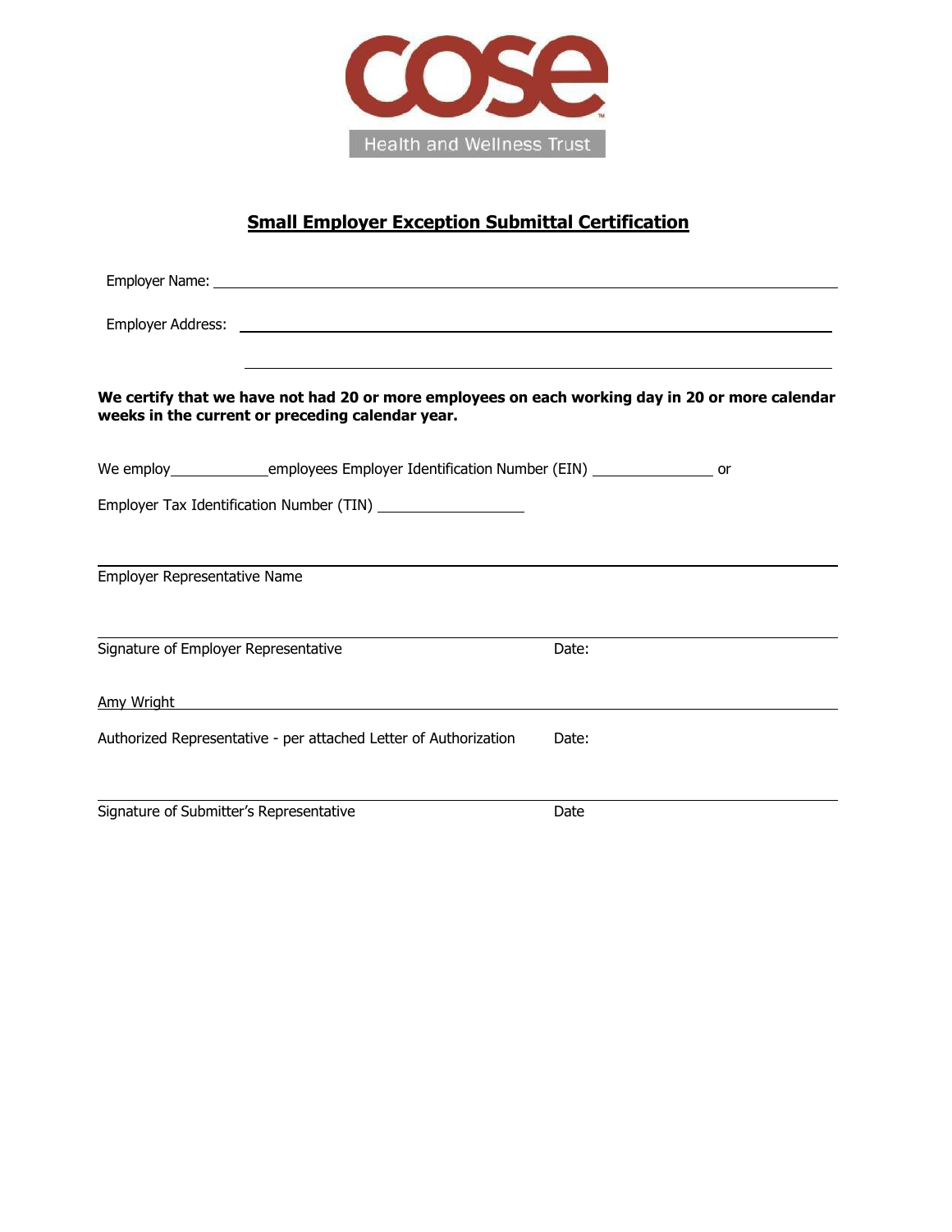COSE

Health and Wellness Trust

# Small Employer Exception Submittal Certification

Employer Name: ____________________________________________

Employer Address: ____________________________________________

____________________________________________

**We certify that we have not had 20 or more employees on each working day in 20 or more calendar weeks in the current or preceding calendar year.**

We employ __________ employees Employer Identification Number (EIN) ____________ or

Employer Tax Identification Number (TIN) ______________

____________________________________________

Employer Representative Name

____________________________________________

Signature of Employer Representative Date:

Amy Wright

Authorized Representative - per attached Letter of Authorization Date:

____________________________________________

Signature of Submitter's Representative Date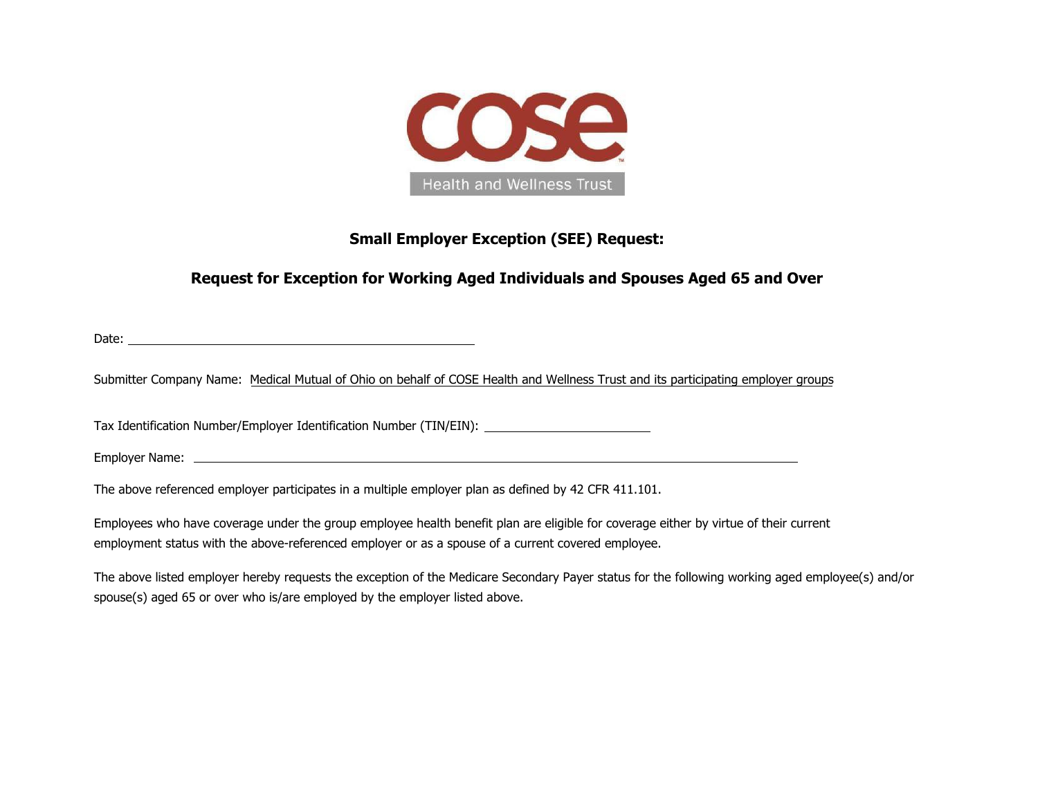COSE Health and Wellness Trust

## Small Employer Exception (SEE) Request:

## Request for Exception for Working Aged Individuals and Spouses Aged 65 and Over

Date: ______________________________

Submitter Company Name: Medical Mutual of Ohio on behalf of COSE Health and Wellness Trust and its participating employer groups

Tax Identification Number/Employer Identification Number (TIN/EIN): ____________________

Employer Name: ____________________________________________________________

The above referenced employer participates in a multiple employer plan as defined by 42 CFR 411.101.

Employees who have coverage under the group employee health benefit plan are eligible for coverage either by virtue of their current employment status with the above-referenced employer or as a spouse of a current covered employee.

The above listed employer hereby requests the exception of the Medicare Secondary Payer status for the following working aged employee(s) and/or spouse(s) aged 65 or over who is/are employed by the employer listed above.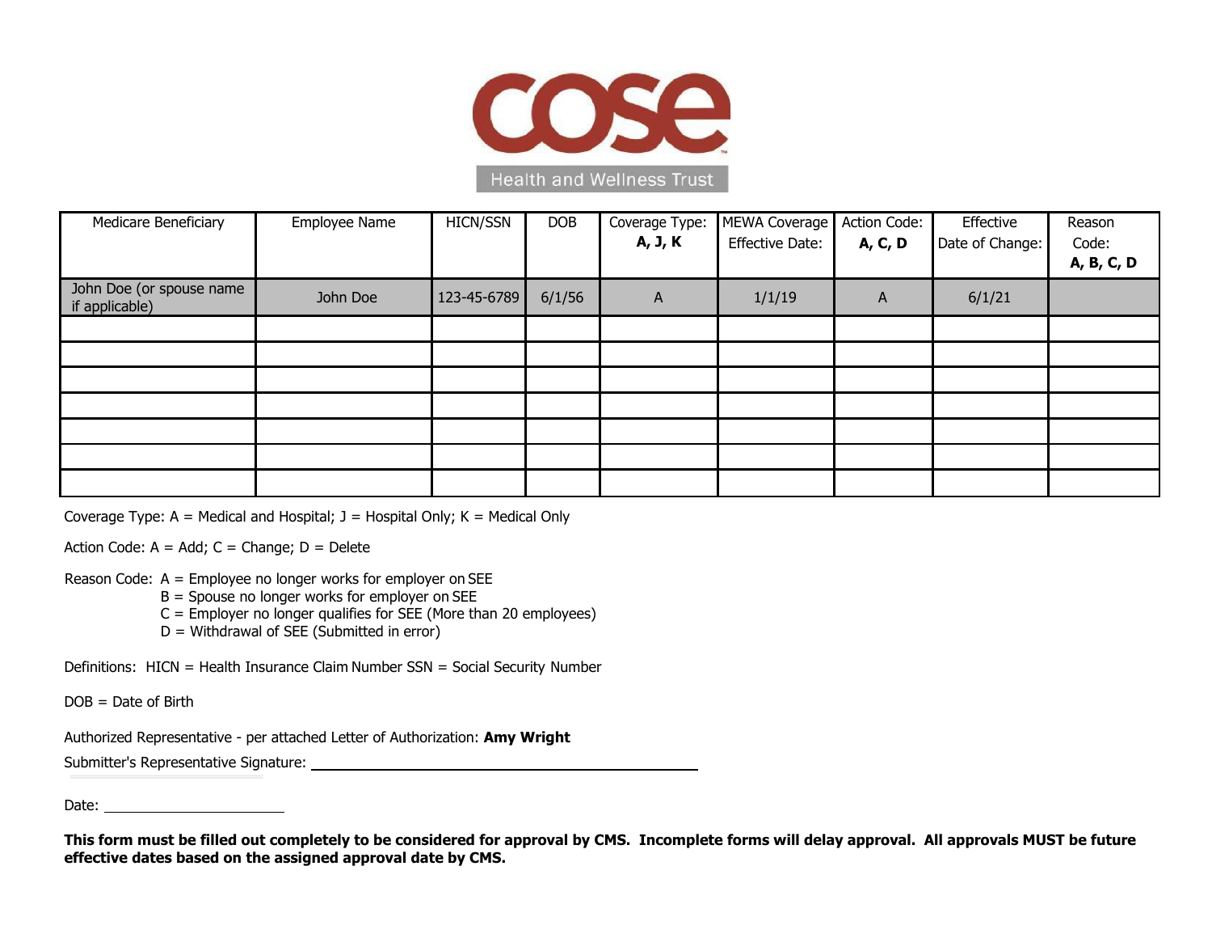# cose

Health and Wellness Trust

| Medicare Beneficiary | Employee Name | HICN/SSN | DOB | Coverage Type: **A, J, K** | MEWA Coverage Effective Date: | Action Code: **A, C, D** | Effective Date of Change: | Reason Code: **A, B, C, D** |
|---|---|---|---|---|---|---|---|---|
| John Doe (or spouse name if applicable) | John Doe | 123-45-6789 | 6/1/56 | A | 1/1/19 | A | 6/1/21 | |
| | | | | | | | | |
| | | | | | | | | |
| | | | | | | | | |
| | | | | | | | | |
| | | | | | | | | |
| | | | | | | | | |
| | | | | | | | | |

Coverage Type: A = Medical and Hospital; J = Hospital Only; K = Medical Only

Action Code: A = Add; C = Change; D = Delete

Reason Code: A = Employee no longer works for employer on SEE
B = Spouse no longer works for employer on SEE
C = Employer no longer qualifies for SEE (More than 20 employees)
D = Withdrawal of SEE (Submitted in error)

Definitions: HICN = Health Insurance Claim Number SSN = Social Security Number

DOB = Date of Birth

Authorized Representative - per attached Letter of Authorization: **Amy Wright**

Submitter's Representative Signature: ______________________________

Date: ____________________

**This form must be filled out completely to be considered for approval by CMS. Incomplete forms will delay approval. All approvals MUST be future effective dates based on the assigned approval date by CMS.**